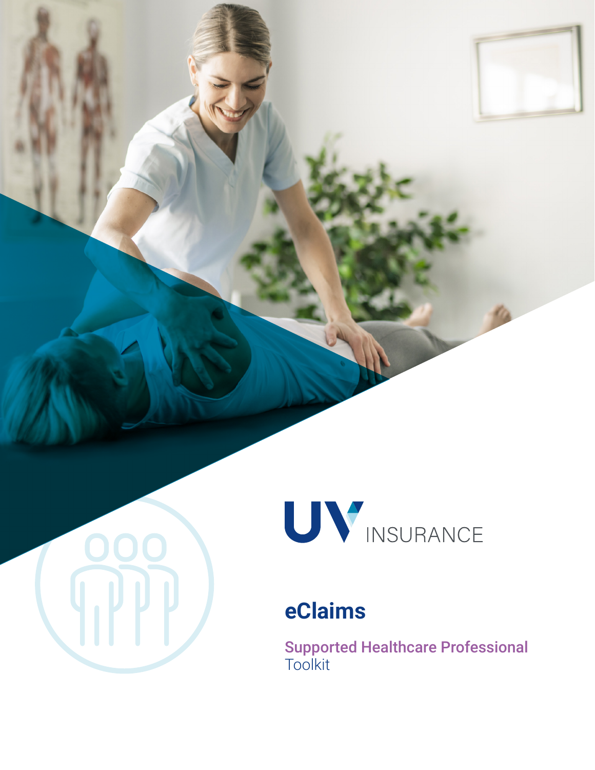UV INSURANCE

# eClaims

## Supported Healthcare Professional Toolkit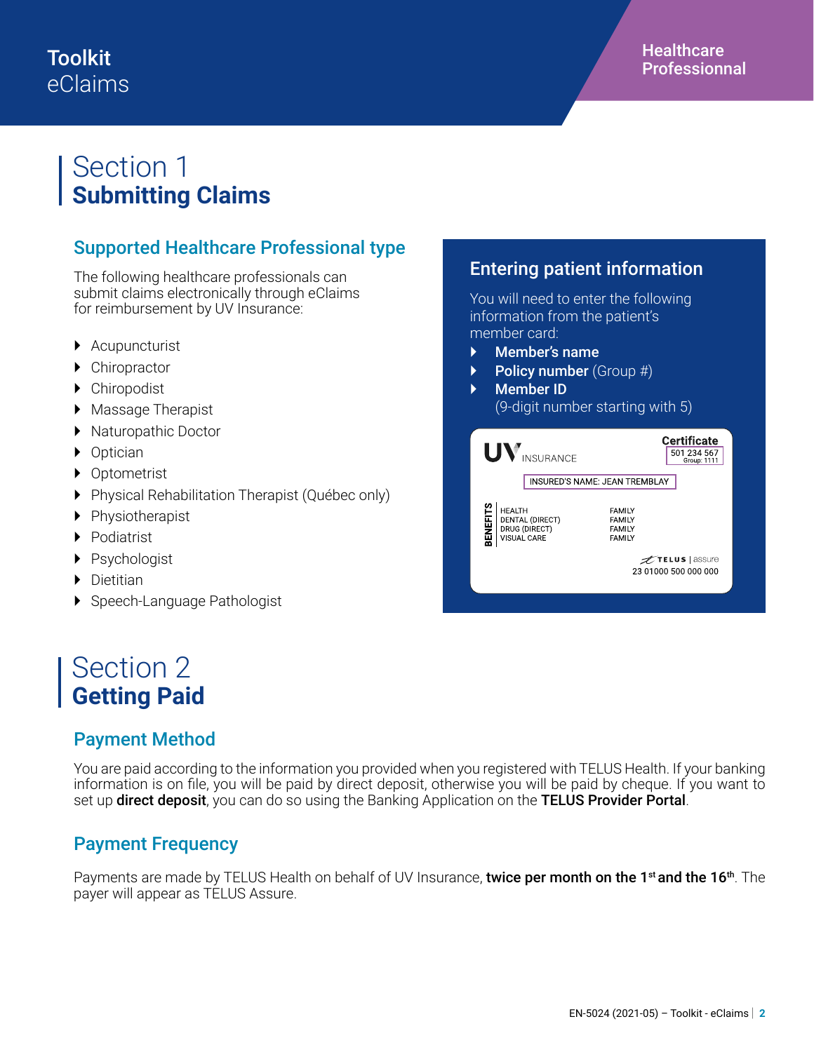Toolkit
eClaims

Healthcare Professionnal

# Section 1
# Submitting Claims

## Supported Healthcare Professional type

The following healthcare professionals can submit claims electronically through eClaims for reimbursement by UV Insurance:

- Acupuncturist
- Chiropractor
- Chiropodist
- Massage Therapist
- Naturopathic Doctor
- Optician
- Optometrist
- Physical Rehabilitation Therapist (Québec only)
- Physiotherapist
- Podiatrist
- Psychologist
- Dietitian
- Speech-Language Pathologist

## Entering patient information

You will need to enter the following information from the patient's member card:

- **Member's name**
- **Policy number** (Group #)
- **Member ID**
  (9-digit number starting with 5)

UV INSURANCE

**Certificate**
501 234 567
Group: 1111

INSURED'S NAME: JEAN TREMBLAY

BENEFITS

| | |
|---|---|
| HEALTH | FAMILY |
| DENTAL (DIRECT) | FAMILY |
| DRUG (DIRECT) | FAMILY |
| VISUAL CARE | FAMILY |

TELUS | assure
23 01000 500 000 000

# Section 2
# Getting Paid

## Payment Method

You are paid according to the information you provided when you registered with TELUS Health. If your banking information is on file, you will be paid by direct deposit, otherwise you will be paid by cheque. If you want to set up **direct deposit**, you can do so using the Banking Application on the **TELUS Provider Portal**.

## Payment Frequency

Payments are made by TELUS Health on behalf of UV Insurance, **twice per month on the 1st and the 16th**. The payer will appear as TELUS Assure.

EN-5024 (2021-05) – Toolkit - eClaims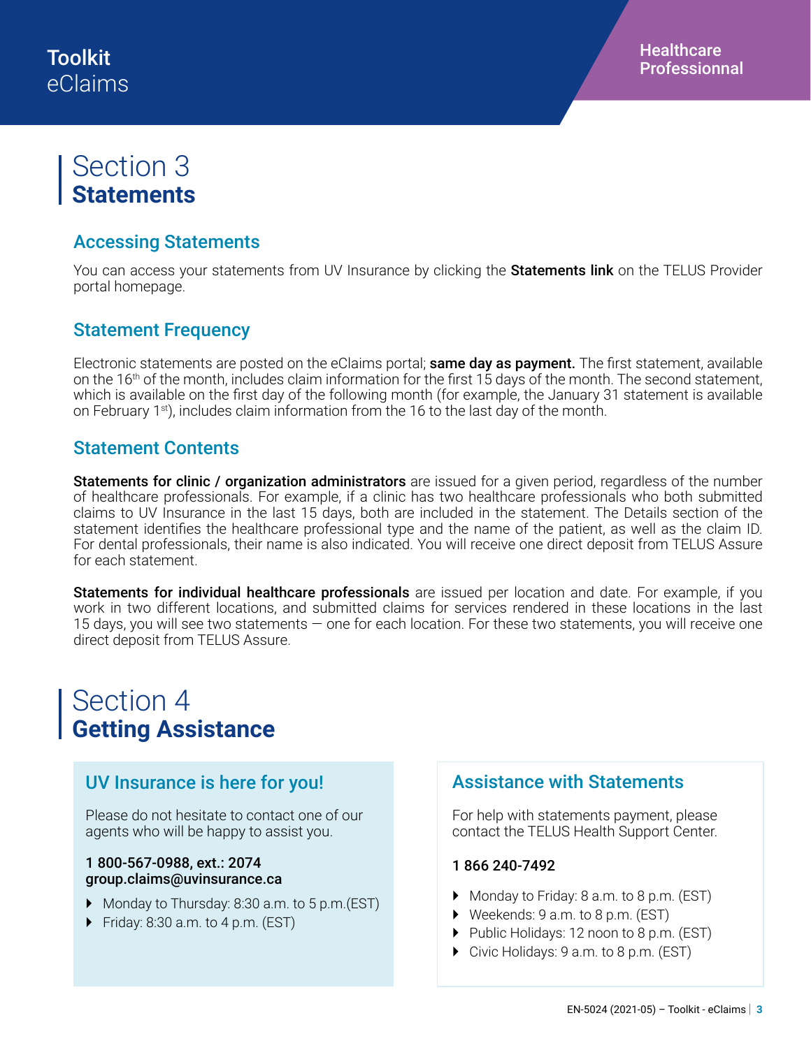Toolkit
eClaims

Healthcare Professionnal

# Section 3 Statements

## Accessing Statements

You can access your statements from UV Insurance by clicking the **Statements link** on the TELUS Provider portal homepage.

## Statement Frequency

Electronic statements are posted on the eClaims portal; **same day as payment.** The first statement, available on the 16th of the month, includes claim information for the first 15 days of the month. The second statement, which is available on the first day of the following month (for example, the January 31 statement is available on February 1st), includes claim information from the 16 to the last day of the month.

## Statement Contents

**Statements for clinic / organization administrators** are issued for a given period, regardless of the number of healthcare professionals. For example, if a clinic has two healthcare professionals who both submitted claims to UV Insurance in the last 15 days, both are included in the statement. The Details section of the statement identifies the healthcare professional type and the name of the patient, as well as the claim ID. For dental professionals, their name is also indicated. You will receive one direct deposit from TELUS Assure for each statement.

**Statements for individual healthcare professionals** are issued per location and date. For example, if you work in two different locations, and submitted claims for services rendered in these locations in the last 15 days, you will see two statements — one for each location. For these two statements, you will receive one direct deposit from TELUS Assure.

# Section 4 Getting Assistance

## UV Insurance is here for you!

Please do not hesitate to contact one of our agents who will be happy to assist you.

**1 800-567-0988, ext.: 2074**
**group.claims@uvinsurance.ca**

- Monday to Thursday: 8:30 a.m. to 5 p.m.(EST)
- Friday: 8:30 a.m. to 4 p.m. (EST)

## Assistance with Statements

For help with statements payment, please contact the TELUS Health Support Center.

**1 866 240-7492**

- Monday to Friday: 8 a.m. to 8 p.m. (EST)
- Weekends: 9 a.m. to 8 p.m. (EST)
- Public Holidays: 12 noon to 8 p.m. (EST)
- Civic Holidays: 9 a.m. to 8 p.m. (EST)

EN-5024 (2021-05) – Toolkit - eClaims